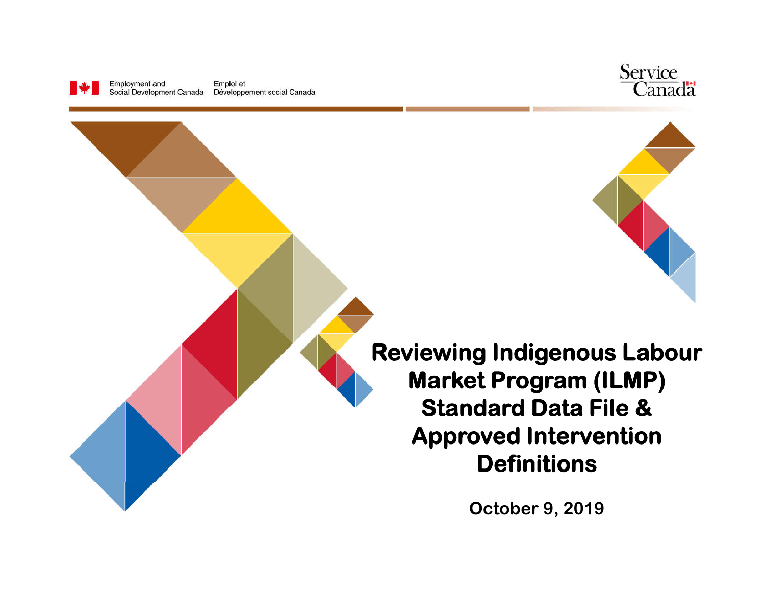Employment and Social Development Canada | Emploi et Développement social Canada

Service Canada

# Reviewing Indigenous Labour Market Program (ILMP) Standard Data File & Approved Intervention Definitions

**October 9, 2019**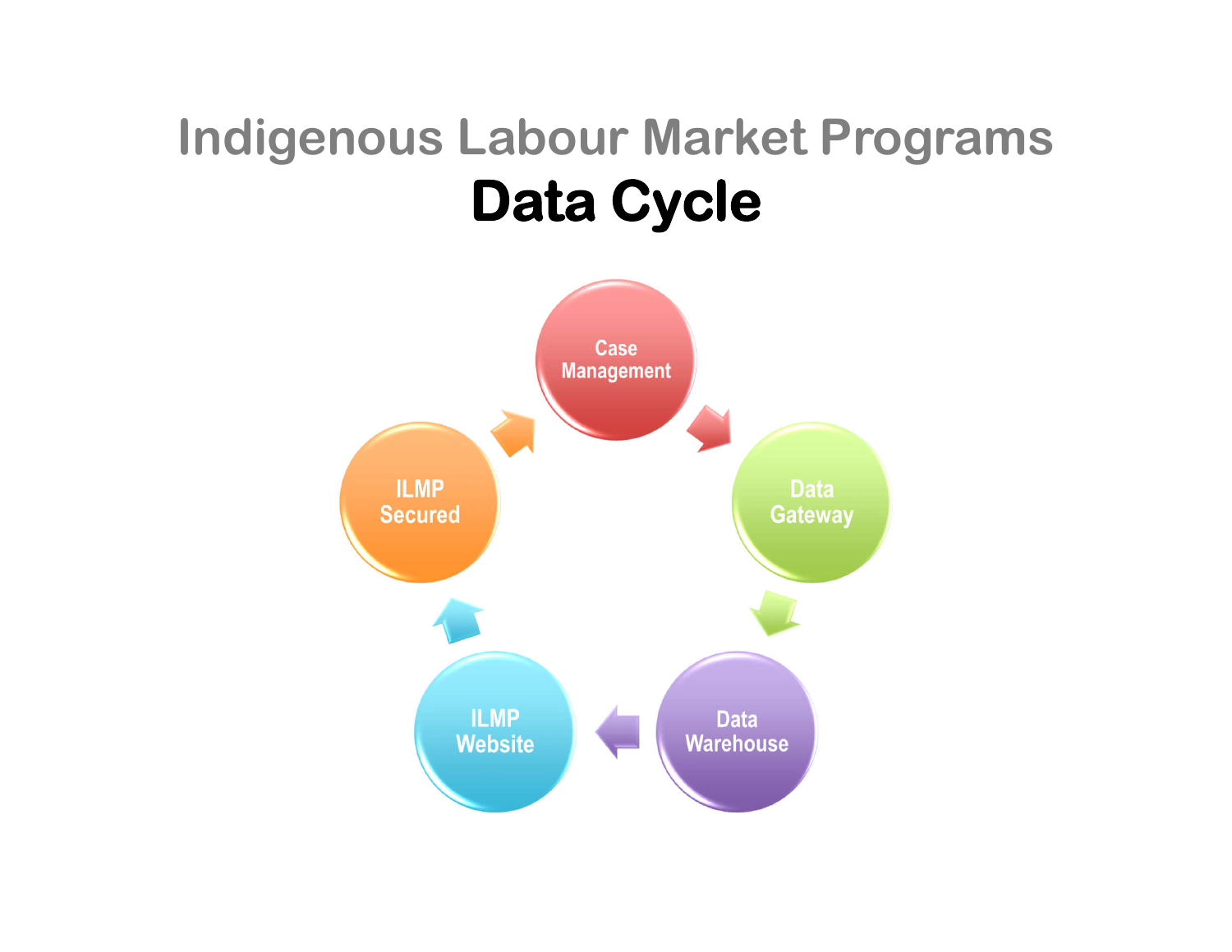# Indigenous Labour Market Programs

## Data Cycle

Case Management

Data Gateway

Data Warehouse

ILMP Website

ILMP Secured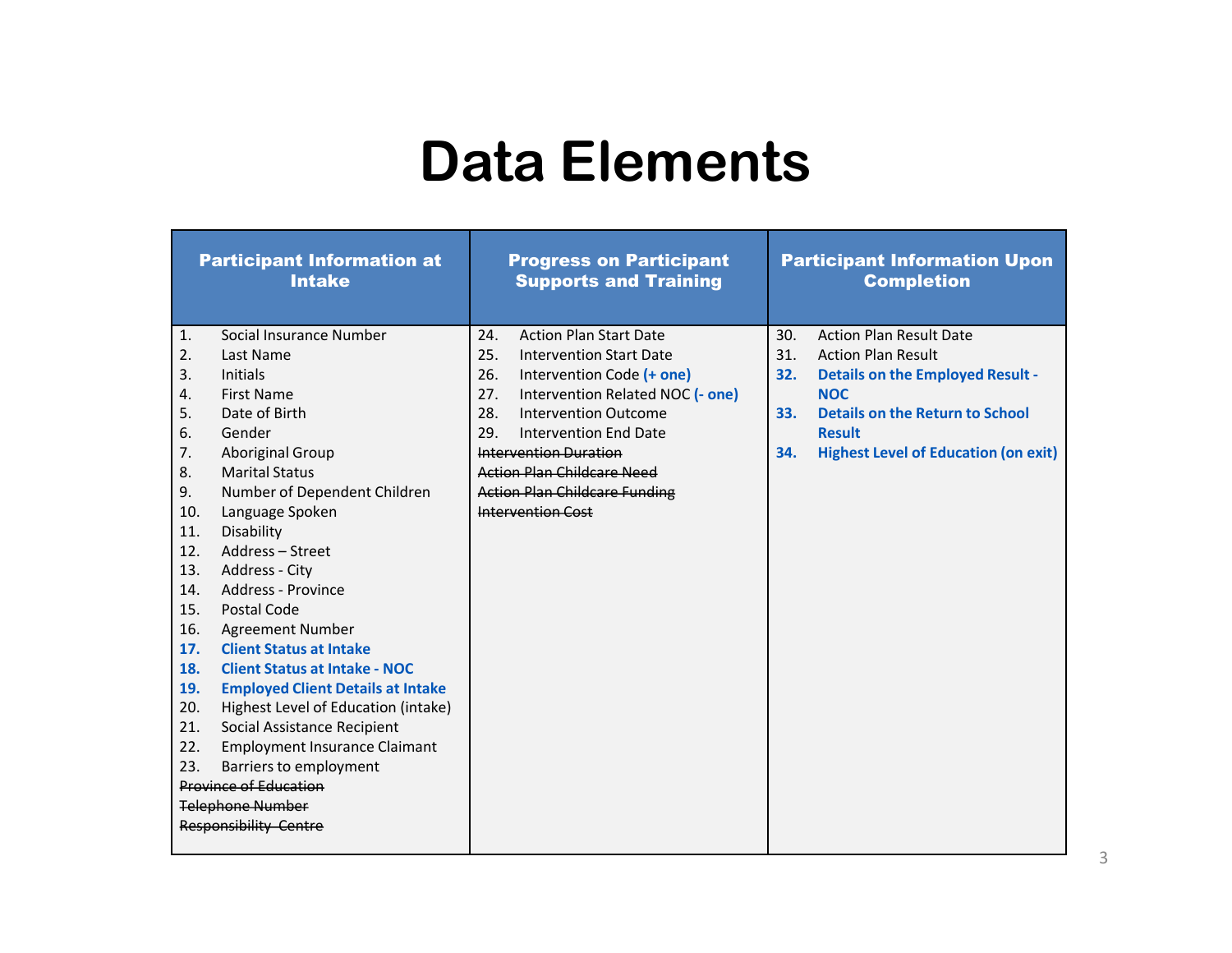# Data Elements

| Participant Information at Intake | Progress on Participant Supports and Training | Participant Information Upon Completion |
|---|---|---|
| 1. Social Insurance Number<br>2. Last Name<br>3. Initials<br>4. First Name<br>5. Date of Birth<br>6. Gender<br>7. Aboriginal Group<br>8. Marital Status<br>9. Number of Dependent Children<br>10. Language Spoken<br>11. Disability<br>12. Address – Street<br>13. Address - City<br>14. Address - Province<br>15. Postal Code<br>16. Agreement Number<br>**17. Client Status at Intake**<br>**18. Client Status at Intake - NOC**<br>**19. Employed Client Details at Intake**<br>20. Highest Level of Education (intake)<br>21. Social Assistance Recipient<br>22. Employment Insurance Claimant<br>23. Barriers to employment<br>~~Province of Education~~<br>~~Telephone Number~~<br>~~Responsibility Centre~~ | 24. Action Plan Start Date<br>25. Intervention Start Date<br>26. Intervention Code **(+ one)**<br>27. Intervention Related NOC **(- one)**<br>28. Intervention Outcome<br>29. Intervention End Date<br>~~Intervention Duration~~<br>~~Action Plan Childcare Need~~<br>~~Action Plan Childcare Funding~~<br>~~Intervention Cost~~ | 30. Action Plan Result Date<br>31. Action Plan Result<br>**32. Details on the Employed Result - NOC**<br>**33. Details on the Return to School Result**<br>**34. Highest Level of Education (on exit)** |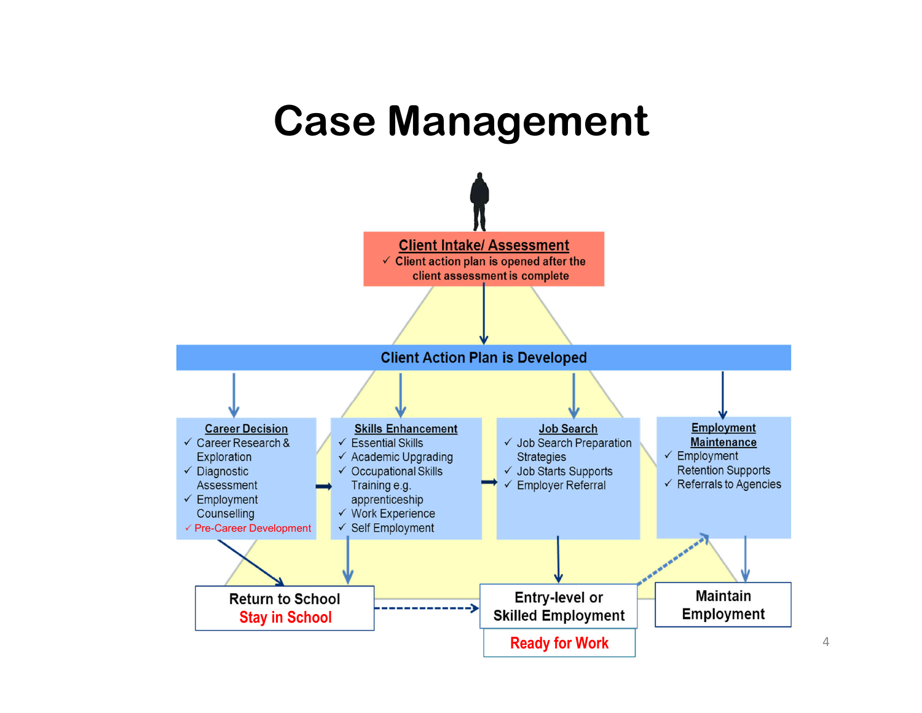# Case Management

**Client Intake/ Assessment**

- ✓ Client action plan is opened after the client assessment is complete

**Client Action Plan is Developed**

**Career Decision**

- ✓ Career Research & Exploration
- ✓ Diagnostic Assessment
- ✓ Employment Counselling
- ✓ Pre-Career Development

**Skills Enhancement**

- ✓ Essential Skills
- ✓ Academic Upgrading
- ✓ Occupational Skills Training e.g. apprenticeship
- ✓ Work Experience
- ✓ Self Employment

**Job Search**

- ✓ Job Search Preparation Strategies
- ✓ Job Starts Supports
- ✓ Employer Referral

**Employment Maintenance**

- ✓ Employment Retention Supports
- ✓ Referrals to Agencies

**Return to School**
**Stay in School**

**Entry-level or Skilled Employment**

**Ready for Work**

**Maintain Employment**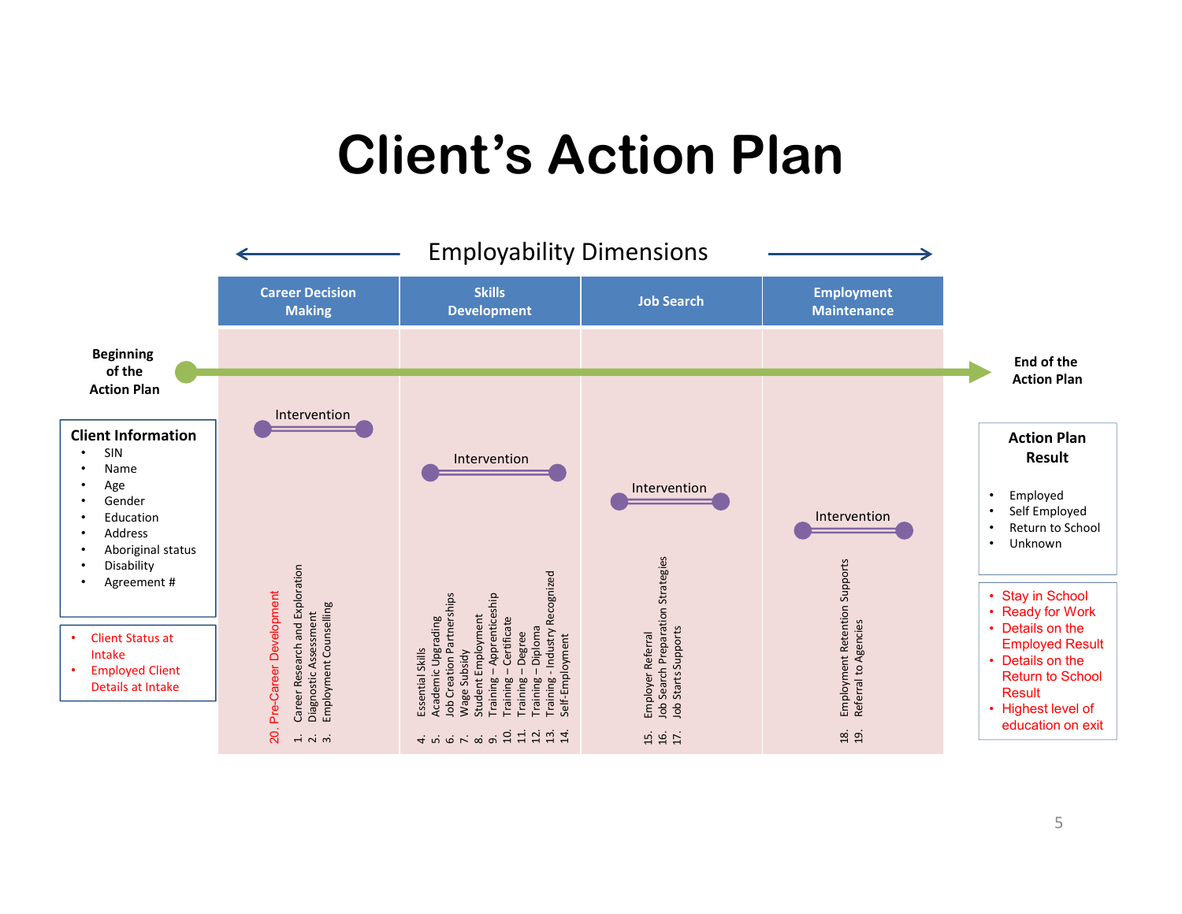# Client's Action Plan

**Employability Dimensions**

| Career Decision Making | Skills Development | Job Search | Employment Maintenance |
|---|---|---|---|
| Intervention | Intervention | Intervention | Intervention |
| 20. Pre-Career Development<br>1. Career Research and Exploration<br>2. Diagnostic Assessment<br>3. Employment Counselling | 4. Essential Skills<br>5. Academic Upgrading<br>6. Job Creation Partnerships<br>7. Wage Subsidy<br>8. Student Employment<br>9. Training – Apprenticeship<br>10. Training – Certificate<br>11. Training – Degree<br>12. Training – Diploma<br>13. Training - Industry Recognized<br>14. Self-Employment | 15. Employer Referral<br>16. Job Search Preparation Strategies<br>17. Job Starts Supports | 18. Employment Retention Supports<br>19. Referral to Agencies |

**Beginning of the Action Plan** → **End of the Action Plan**

**Client Information**

- SIN
- Name
- Age
- Gender
- Education
- Address
- Aboriginal status
- Disability
- Agreement #

- Client Status at Intake
- Employed Client Details at Intake

**Action Plan Result**

- Employed
- Self Employed
- Return to School
- Unknown

- Stay in School
- Ready for Work
- Details on the Employed Result
- Details on the Return to School Result
- Highest level of education on exit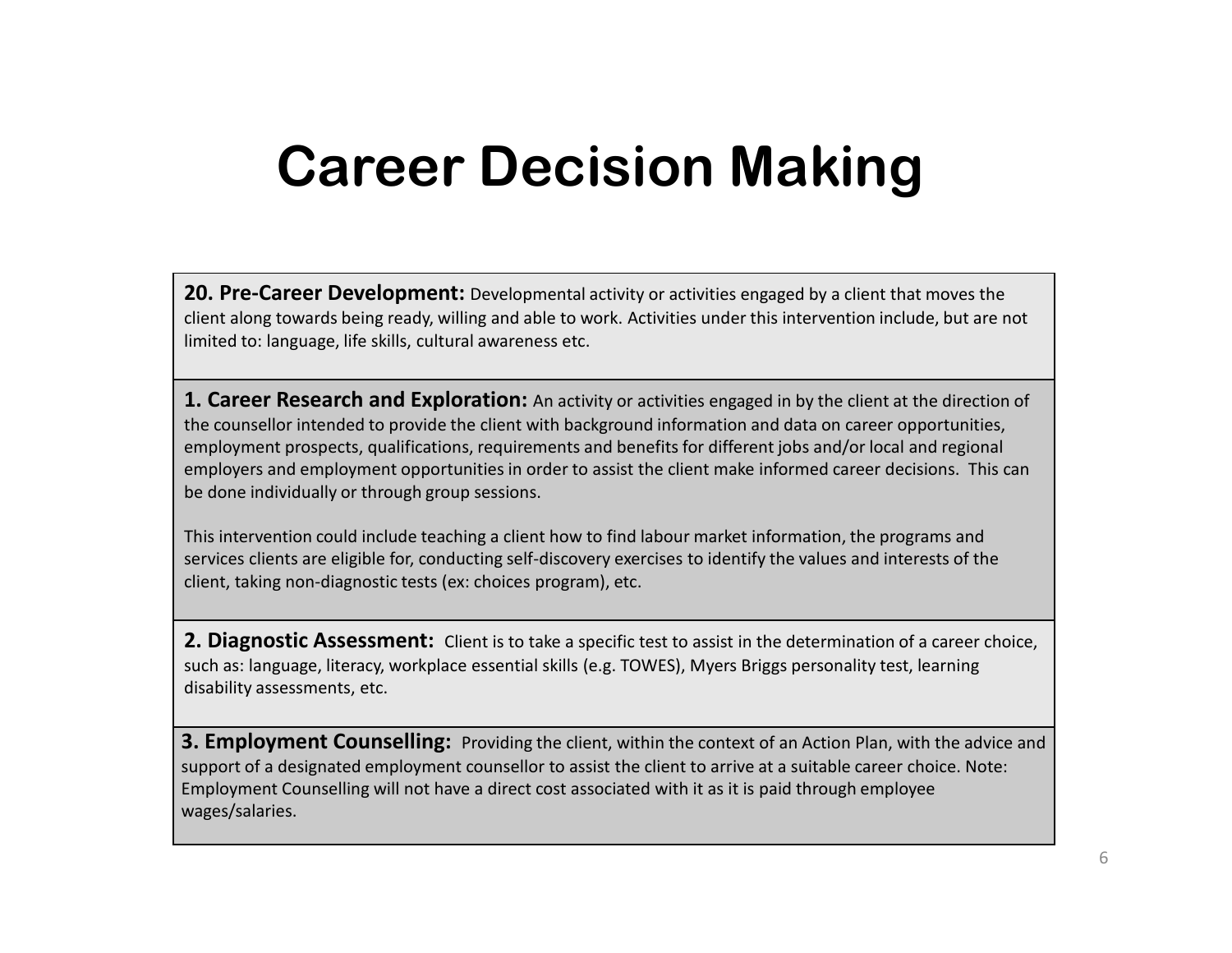# Career Decision Making

**20. Pre-Career Development:** Developmental activity or activities engaged by a client that moves the client along towards being ready, willing and able to work. Activities under this intervention include, but are not limited to: language, life skills, cultural awareness etc.

**1. Career Research and Exploration:** An activity or activities engaged in by the client at the direction of the counsellor intended to provide the client with background information and data on career opportunities, employment prospects, qualifications, requirements and benefits for different jobs and/or local and regional employers and employment opportunities in order to assist the client make informed career decisions. This can be done individually or through group sessions.

This intervention could include teaching a client how to find labour market information, the programs and services clients are eligible for, conducting self-discovery exercises to identify the values and interests of the client, taking non-diagnostic tests (ex: choices program), etc.

**2. Diagnostic Assessment:** Client is to take a specific test to assist in the determination of a career choice, such as: language, literacy, workplace essential skills (e.g. TOWES), Myers Briggs personality test, learning disability assessments, etc.

**3. Employment Counselling:** Providing the client, within the context of an Action Plan, with the advice and support of a designated employment counsellor to assist the client to arrive at a suitable career choice. Note: Employment Counselling will not have a direct cost associated with it as it is paid through employee wages/salaries.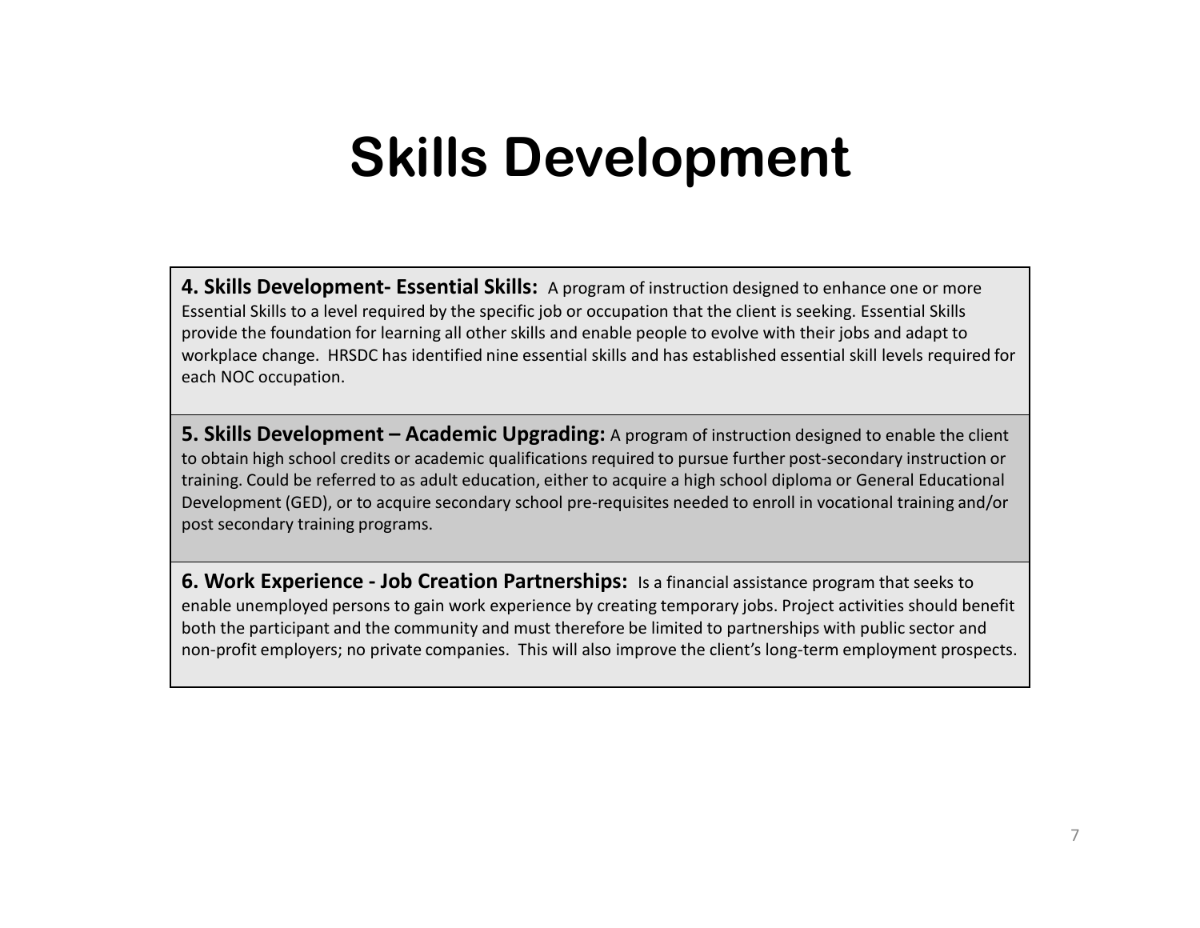# Skills Development

**4. Skills Development- Essential Skills:** A program of instruction designed to enhance one or more Essential Skills to a level required by the specific job or occupation that the client is seeking. Essential Skills provide the foundation for learning all other skills and enable people to evolve with their jobs and adapt to workplace change. HRSDC has identified nine essential skills and has established essential skill levels required for each NOC occupation.

**5. Skills Development – Academic Upgrading:** A program of instruction designed to enable the client to obtain high school credits or academic qualifications required to pursue further post-secondary instruction or training. Could be referred to as adult education, either to acquire a high school diploma or General Educational Development (GED), or to acquire secondary school pre-requisites needed to enroll in vocational training and/or post secondary training programs.

**6. Work Experience - Job Creation Partnerships:** Is a financial assistance program that seeks to enable unemployed persons to gain work experience by creating temporary jobs. Project activities should benefit both the participant and the community and must therefore be limited to partnerships with public sector and non-profit employers; no private companies. This will also improve the client's long-term employment prospects.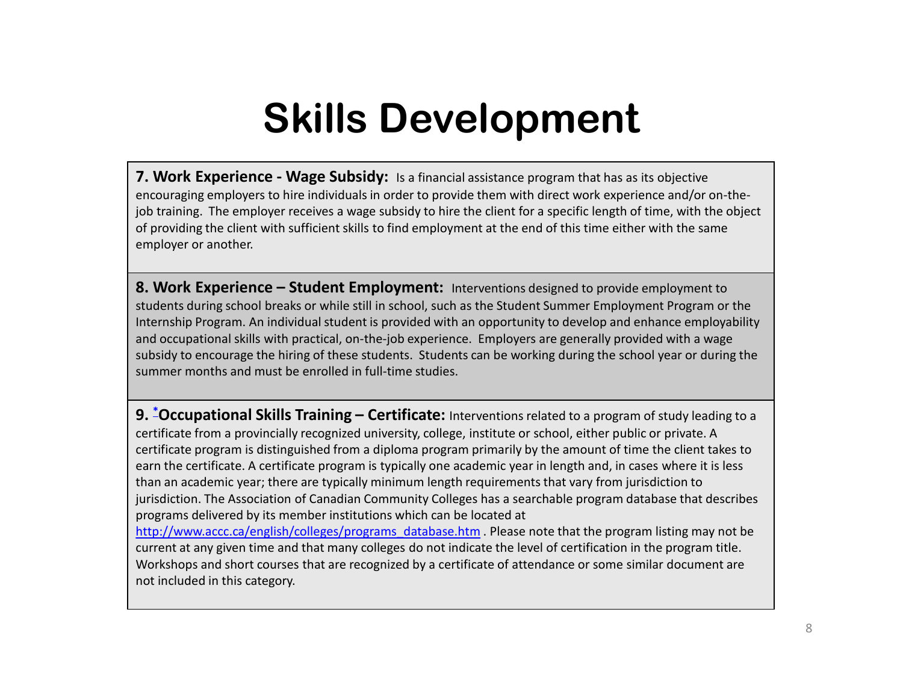# Skills Development

**7. Work Experience - Wage Subsidy:** Is a financial assistance program that has as its objective encouraging employers to hire individuals in order to provide them with direct work experience and/or on-the-job training. The employer receives a wage subsidy to hire the client for a specific length of time, with the object of providing the client with sufficient skills to find employment at the end of this time either with the same employer or another.

**8. Work Experience – Student Employment:** Interventions designed to provide employment to students during school breaks or while still in school, such as the Student Summer Employment Program or the Internship Program. An individual student is provided with an opportunity to develop and enhance employability and occupational skills with practical, on-the-job experience. Employers are generally provided with a wage subsidy to encourage the hiring of these students. Students can be working during the school year or during the summer months and must be enrolled in full-time studies.

**9. [*] Occupational Skills Training – Certificate:** Interventions related to a program of study leading to a certificate from a provincially recognized university, college, institute or school, either public or private. A certificate program is distinguished from a diploma program primarily by the amount of time the client takes to earn the certificate. A certificate program is typically one academic year in length and, in cases where it is less than an academic year; there are typically minimum length requirements that vary from jurisdiction to jurisdiction. The Association of Canadian Community Colleges has a searchable program database that describes programs delivered by its member institutions which can be located at http://www.accc.ca/english/colleges/programs_database.htm . Please note that the program listing may not be current at any given time and that many colleges do not indicate the level of certification in the program title. Workshops and short courses that are recognized by a certificate of attendance or some similar document are not included in this category.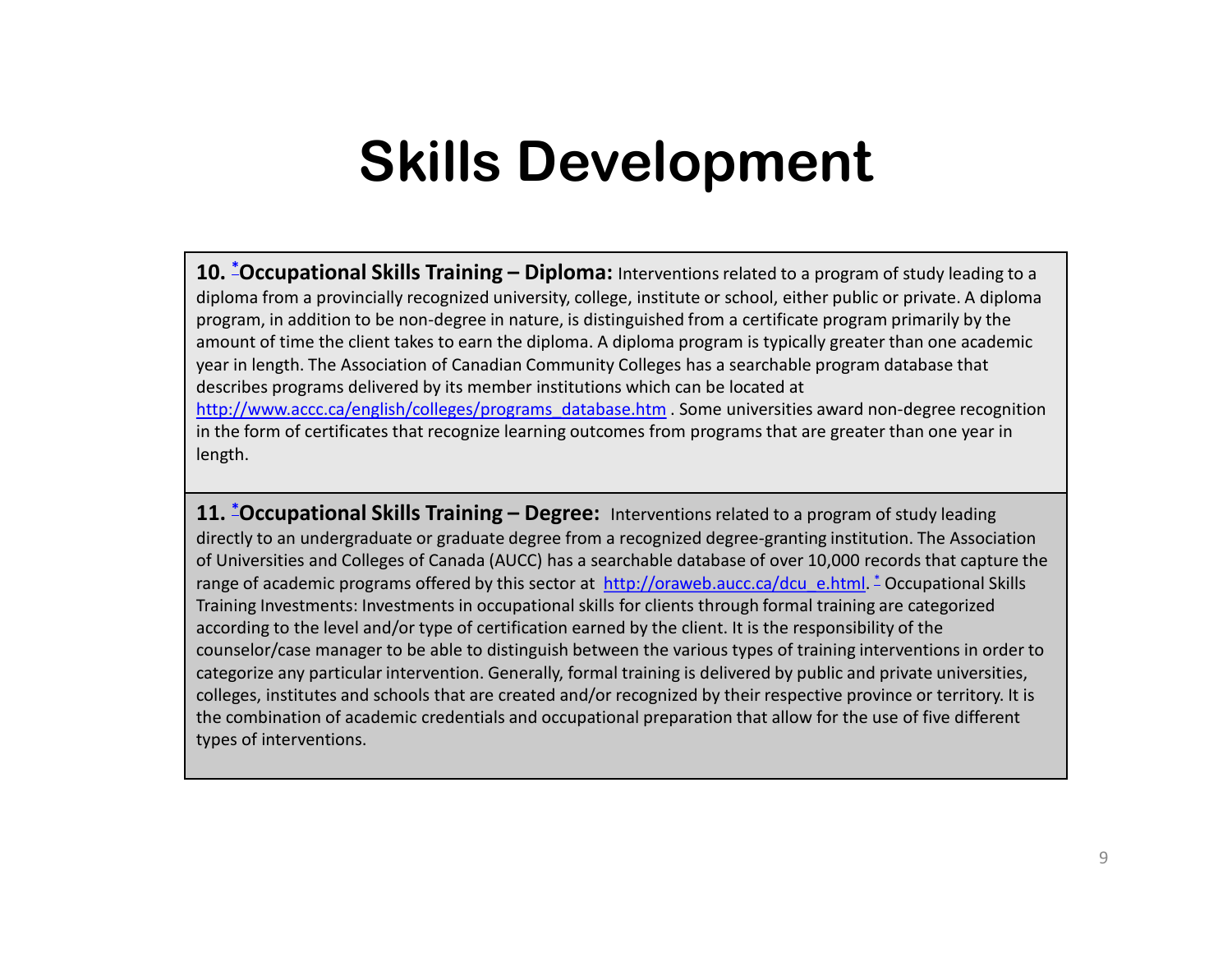# Skills Development

**10. *Occupational Skills Training – Diploma:** Interventions related to a program of study leading to a diploma from a provincially recognized university, college, institute or school, either public or private. A diploma program, in addition to be non-degree in nature, is distinguished from a certificate program primarily by the amount of time the client takes to earn the diploma. A diploma program is typically greater than one academic year in length. The Association of Canadian Community Colleges has a searchable program database that describes programs delivered by its member institutions which can be located at http://www.accc.ca/english/colleges/programs_database.htm . Some universities award non-degree recognition in the form of certificates that recognize learning outcomes from programs that are greater than one year in length.

**11. *Occupational Skills Training – Degree:** Interventions related to a program of study leading directly to an undergraduate or graduate degree from a recognized degree-granting institution. The Association of Universities and Colleges of Canada (AUCC) has a searchable database of over 10,000 records that capture the range of academic programs offered by this sector at http://oraweb.aucc.ca/dcu_e.html. * Occupational Skills Training Investments: Investments in occupational skills for clients through formal training are categorized according to the level and/or type of certification earned by the client. It is the responsibility of the counselor/case manager to be able to distinguish between the various types of training interventions in order to categorize any particular intervention. Generally, formal training is delivered by public and private universities, colleges, institutes and schools that are created and/or recognized by their respective province or territory. It is the combination of academic credentials and occupational preparation that allow for the use of five different types of interventions.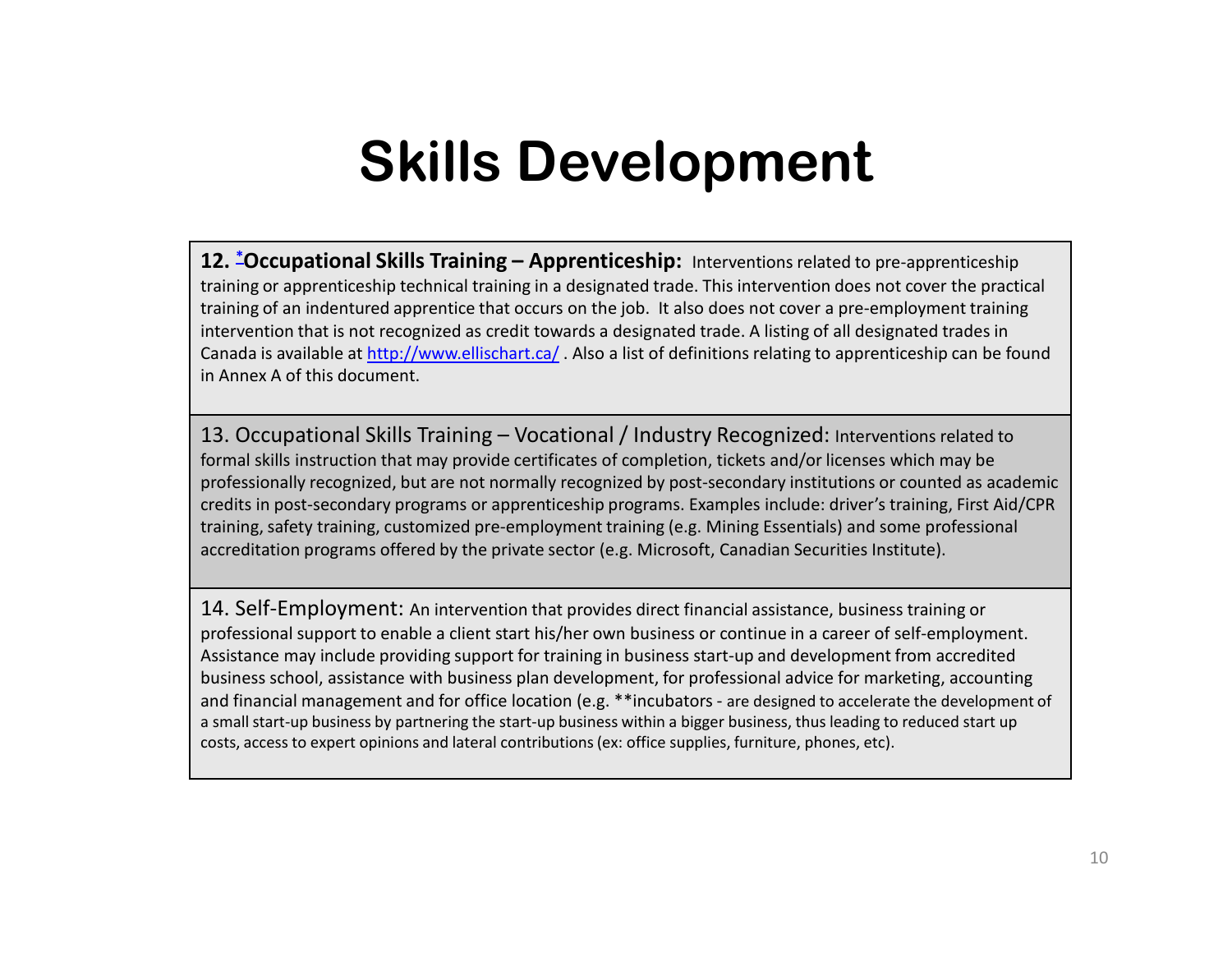# Skills Development

**12. *Occupational Skills Training – Apprenticeship:** Interventions related to pre-apprenticeship training or apprenticeship technical training in a designated trade. This intervention does not cover the practical training of an indentured apprentice that occurs on the job. It also does not cover a pre-employment training intervention that is not recognized as credit towards a designated trade. A listing of all designated trades in Canada is available at http://www.ellischart.ca/ . Also a list of definitions relating to apprenticeship can be found in Annex A of this document.

13. Occupational Skills Training – Vocational / Industry Recognized: Interventions related to formal skills instruction that may provide certificates of completion, tickets and/or licenses which may be professionally recognized, but are not normally recognized by post-secondary institutions or counted as academic credits in post-secondary programs or apprenticeship programs. Examples include: driver's training, First Aid/CPR training, safety training, customized pre-employment training (e.g. Mining Essentials) and some professional accreditation programs offered by the private sector (e.g. Microsoft, Canadian Securities Institute).

14. Self-Employment: An intervention that provides direct financial assistance, business training or professional support to enable a client start his/her own business or continue in a career of self-employment. Assistance may include providing support for training in business start-up and development from accredited business school, assistance with business plan development, for professional advice for marketing, accounting and financial management and for office location (e.g. **incubators - are designed to accelerate the development of a small start-up business by partnering the start-up business within a bigger business, thus leading to reduced start up costs, access to expert opinions and lateral contributions (ex: office supplies, furniture, phones, etc).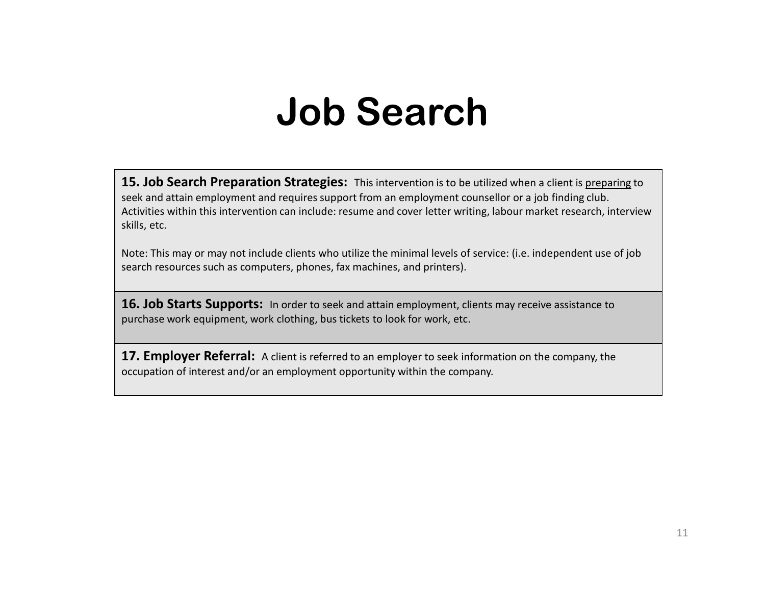# Job Search

**15. Job Search Preparation Strategies:** This intervention is to be utilized when a client is <u>preparing</u> to seek and attain employment and requires support from an employment counsellor or a job finding club. Activities within this intervention can include: resume and cover letter writing, labour market research, interview skills, etc.

Note: This may or may not include clients who utilize the minimal levels of service: (i.e. independent use of job search resources such as computers, phones, fax machines, and printers).

**16. Job Starts Supports:** In order to seek and attain employment, clients may receive assistance to purchase work equipment, work clothing, bus tickets to look for work, etc.

**17. Employer Referral:** A client is referred to an employer to seek information on the company, the occupation of interest and/or an employment opportunity within the company.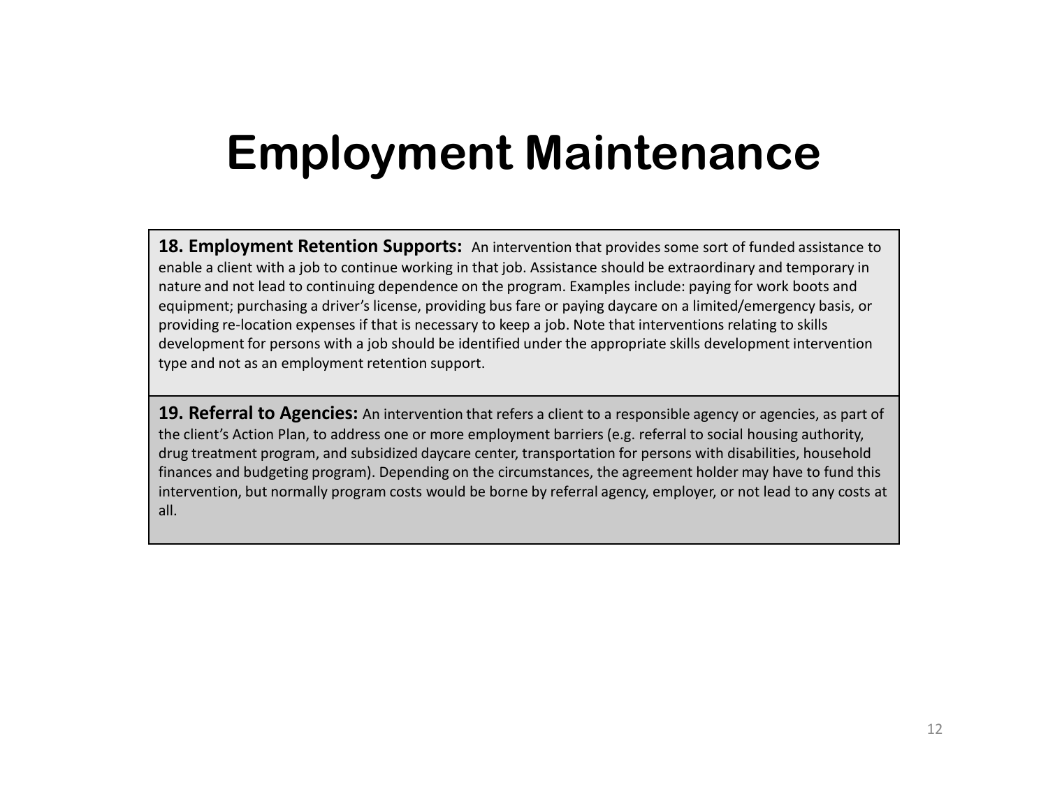# Employment Maintenance

**18. Employment Retention Supports:** An intervention that provides some sort of funded assistance to enable a client with a job to continue working in that job. Assistance should be extraordinary and temporary in nature and not lead to continuing dependence on the program. Examples include: paying for work boots and equipment; purchasing a driver's license, providing bus fare or paying daycare on a limited/emergency basis, or providing re-location expenses if that is necessary to keep a job. Note that interventions relating to skills development for persons with a job should be identified under the appropriate skills development intervention type and not as an employment retention support.

**19. Referral to Agencies:** An intervention that refers a client to a responsible agency or agencies, as part of the client's Action Plan, to address one or more employment barriers (e.g. referral to social housing authority, drug treatment program, and subsidized daycare center, transportation for persons with disabilities, household finances and budgeting program). Depending on the circumstances, the agreement holder may have to fund this intervention, but normally program costs would be borne by referral agency, employer, or not lead to any costs at all.